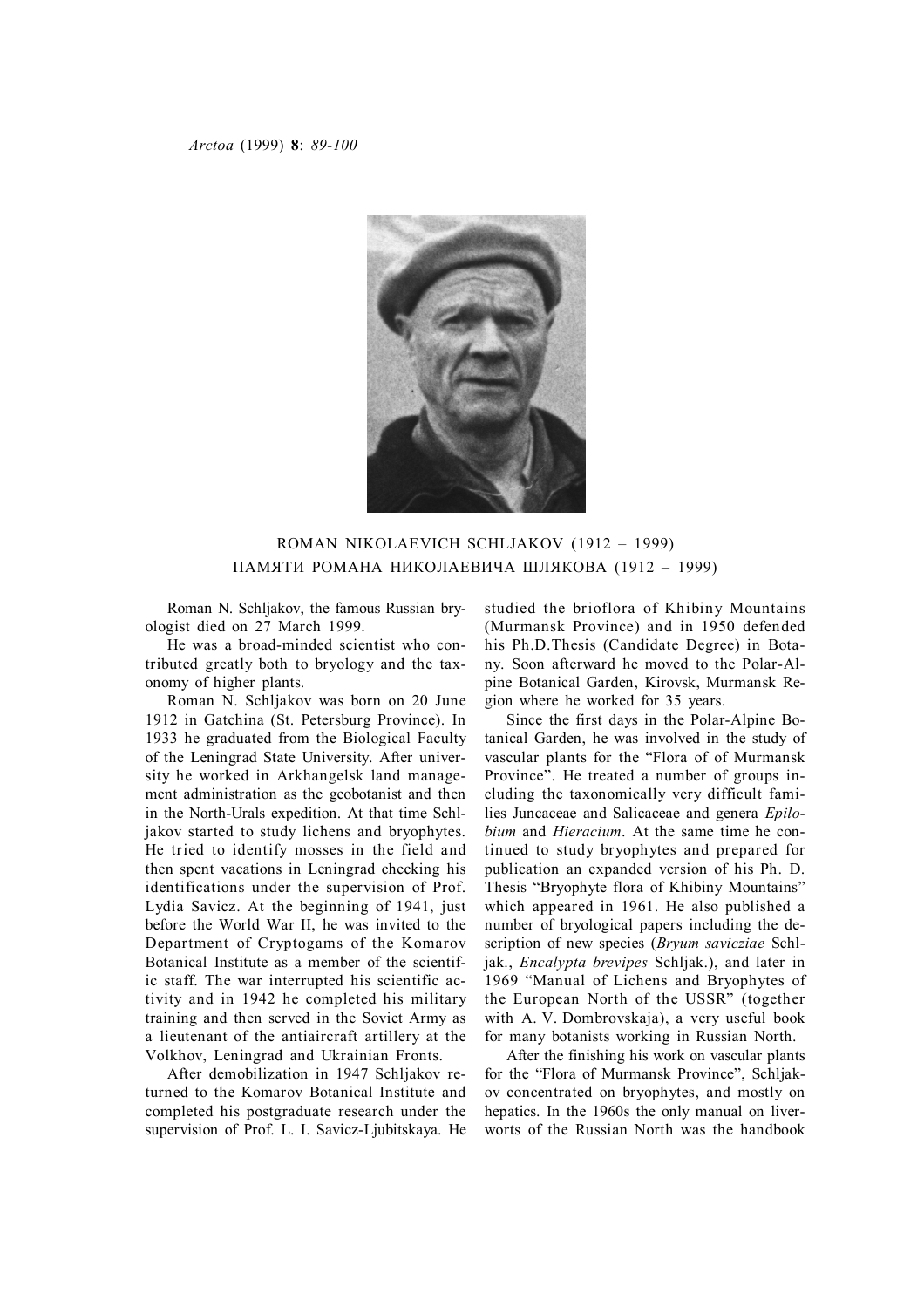# ROMAN NIKOLAEVICH SCHLJAKOV (1912 – 1999)
# ПАМЯТИ РОМАНА НИКОЛАЕВИЧА ШЛЯКОВА (1912 – 1999)

Roman N. Schljakov, the famous Russian bryologist died on 27 March 1999.

He was a broad-minded scientist who contributed greatly both to bryology and the taxonomy of higher plants.

Roman N. Schljakov was born on 20 June 1912 in Gatchina (St. Petersburg Province). In 1933 he graduated from the Biological Faculty of the Leningrad State University. After university he worked in Arkhangelsk land management administration as the geobotanist and then in the North-Urals expedition. At that time Schljakov started to study lichens and bryophytes. He tried to identify mosses in the field and then spent vacations in Leningrad checking his identifications under the supervision of Prof. Lydia Savicz. At the beginning of 1941, just before the World War II, he was invited to the Department of Cryptogams of the Komarov Botanical Institute as a member of the scientific staff. The war interrupted his scientific activity and in 1942 he completed his military training and then served in the Soviet Army as a lieutenant of the antiaircraft artillery at the Volkhov, Leningrad and Ukrainian Fronts.

After demobilization in 1947 Schljakov returned to the Komarov Botanical Institute and completed his postgraduate research under the supervision of Prof. L. I. Savicz-Ljubitskaya. He studied the brioflora of Khibiny Mountains (Murmansk Province) and in 1950 defended his Ph.D.Thesis (Candidate Degree) in Botany. Soon afterward he moved to the Polar-Alpine Botanical Garden, Kirovsk, Murmansk Region where he worked for 35 years.

Since the first days in the Polar-Alpine Botanical Garden, he was involved in the study of vascular plants for the "Flora of of Murmansk Province". He treated a number of groups including the taxonomically very difficult families Juncaceae and Salicaceae and genera *Epilobium* and *Hieracium*. At the same time he continued to study bryophytes and prepared for publication an expanded version of his Ph. D. Thesis "Bryophyte flora of Khibiny Mountains" which appeared in 1961. He also published a number of bryological papers including the description of new species (*Bryum savicziae* Schljak., *Encalypta brevipes* Schljak.), and later in 1969 "Manual of Lichens and Bryophytes of the European North of the USSR" (together with A. V. Dombrovskaja), a very useful book for many botanists working in Russian North.

After the finishing his work on vascular plants for the "Flora of Murmansk Province", Schljakov concentrated on bryophytes, and mostly on hepatics. In the 1960s the only manual on liverworts of the Russian North was the handbook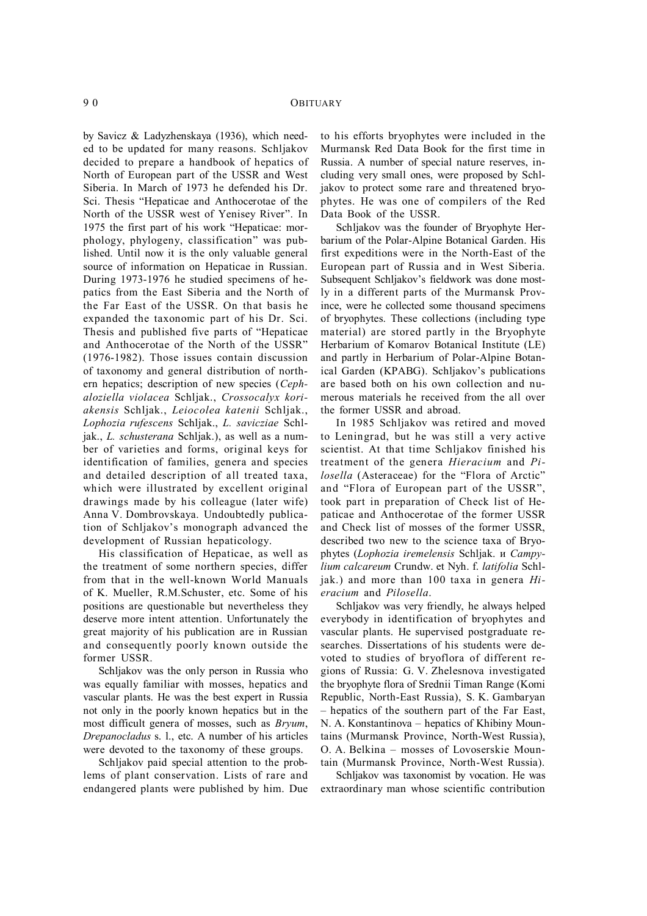by Savicz & Ladyzhenskaya (1936), which needed to be updated for many reasons. Schljakov decided to prepare a handbook of hepatics of North of European part of the USSR and West Siberia. In March of 1973 he defended his Dr. Sci. Thesis "Hepaticae and Anthocerotae of the North of the USSR west of Yenisey River". In 1975 the first part of his work "Hepaticae: morphology, phylogeny, classification" was published. Until now it is the only valuable general source of information on Hepaticae in Russian. During 1973-1976 he studied specimens of hepatics from the East Siberia and the North of the Far East of the USSR. On that basis he expanded the taxonomic part of his Dr. Sci. Thesis and published five parts of "Hepaticae and Anthocerotae of the North of the USSR" (1976-1982). Those issues contain discussion of taxonomy and general distribution of northern hepatics; description of new species (*Cephaloziella violacea* Schljak., *Crossocalyx koriakensis* Schljak., *Leiocolea katenii* Schljak., *Lophozia rufescens* Schljak., *L. savicziae* Schljak., *L. schusterana* Schljak.), as well as a number of varieties and forms, original keys for identification of families, genera and species and detailed description of all treated taxa, which were illustrated by excellent original drawings made by his colleague (later wife) Anna V. Dombrovskaya. Undoubtedly publication of Schljakov's monograph advanced the development of Russian hepaticology.

His classification of Hepaticae, as well as the treatment of some northern species, differ from that in the well-known World Manuals of K. Mueller, R.M.Schuster, etc. Some of his positions are questionable but nevertheless they deserve more intent attention. Unfortunately the great majority of his publication are in Russian and consequently poorly known outside the former USSR.

Schljakov was the only person in Russia who was equally familiar with mosses, hepatics and vascular plants. He was the best expert in Russia not only in the poorly known hepatics but in the most difficult genera of mosses, such as *Bryum*, *Drepanocladus* s. l., etc. A number of his articles were devoted to the taxonomy of these groups.

Schljakov paid special attention to the problems of plant conservation. Lists of rare and endangered plants were published by him. Due to his efforts bryophytes were included in the Murmansk Red Data Book for the first time in Russia. A number of special nature reserves, including very small ones, were proposed by Schljakov to protect some rare and threatened bryophytes. He was one of compilers of the Red Data Book of the USSR.

Schljakov was the founder of Bryophyte Herbarium of the Polar-Alpine Botanical Garden. His first expeditions were in the North-East of the European part of Russia and in West Siberia. Subsequent Schljakov's fieldwork was done mostly in a different parts of the Murmansk Province, were he collected some thousand specimens of bryophytes. These collections (including type material) are stored partly in the Bryophyte Herbarium of Komarov Botanical Institute (LE) and partly in Herbarium of Polar-Alpine Botanical Garden (KPABG). Schljakov's publications are based both on his own collection and numerous materials he received from the all over the former USSR and abroad.

In 1985 Schljakov was retired and moved to Leningrad, but he was still a very active scientist. At that time Schljakov finished his treatment of the genera *Hieracium* and *Pilosella* (Asteraceae) for the "Flora of Arctic" and "Flora of European part of the USSR", took part in preparation of Check list of Hepaticae and Anthocerotae of the former USSR and Check list of mosses of the former USSR, described two new to the science taxa of Bryophytes (*Lophozia iremelensis* Schljak. и *Campylium calcareum* Crundw. et Nyh. f. *latifolia* Schljak.) and more than 100 taxa in genera *Hieracium* and *Pilosella*.

Schljakov was very friendly, he always helped everybody in identification of bryophytes and vascular plants. He supervised postgraduate researches. Dissertations of his students were devoted to studies of bryoflora of different regions of Russia: G. V. Zhelesnova investigated the bryophyte flora of Srednii Timan Range (Komi Republic, North-East Russia), S. K. Gambaryan – hepatics of the southern part of the Far East, N. A. Konstantinova – hepatics of Khibiny Mountains (Murmansk Province, North-West Russia), O. A. Belkina – mosses of Lovoserskie Mountain (Murmansk Province, North-West Russia).

Schljakov was taxonomist by vocation. He was extraordinary man whose scientific contribution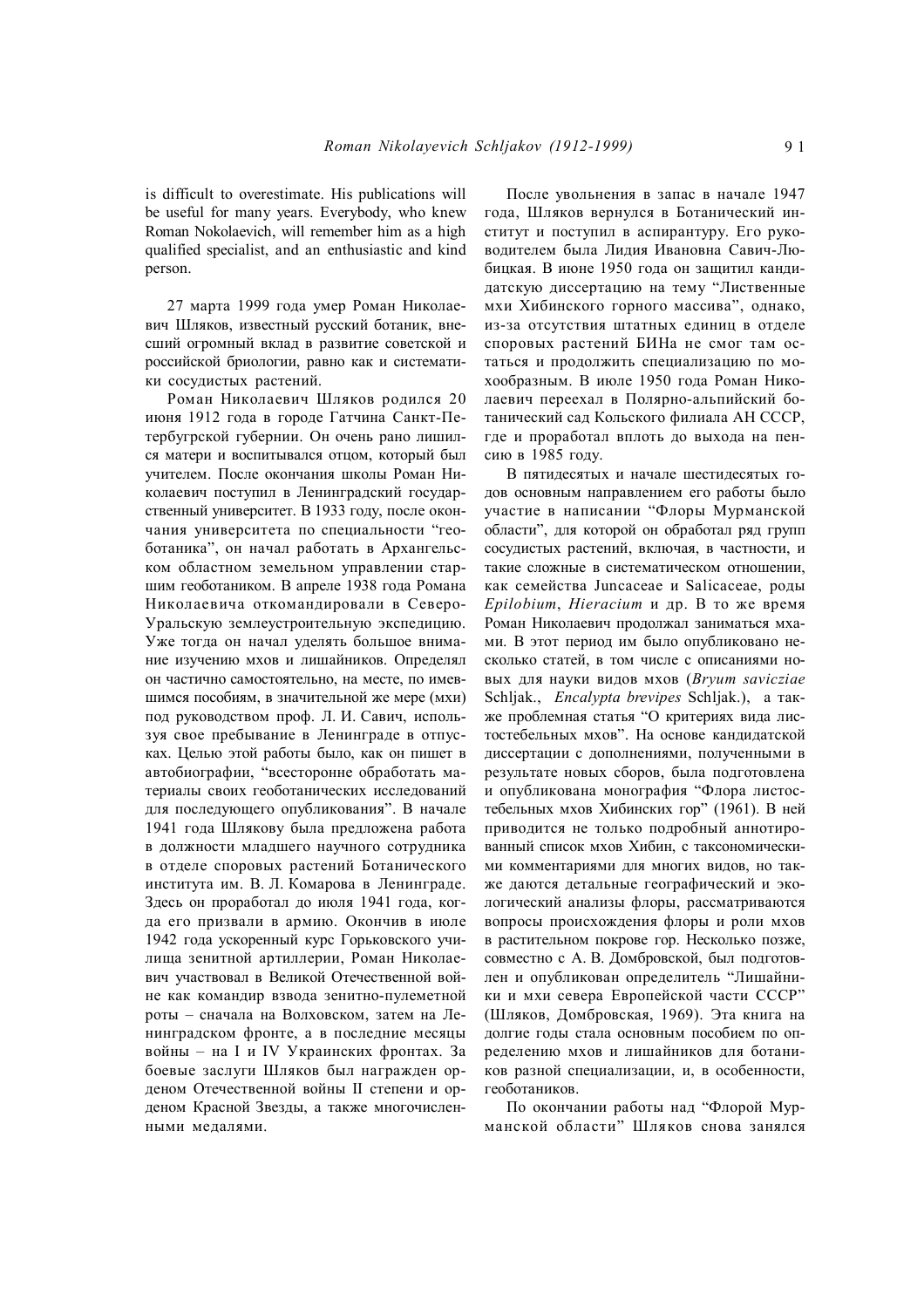is difficult to overestimate. His publications will be useful for many years. Everybody, who knew Roman Nokolaevich, will remember him as a high qualified specialist, and an enthusiastic and kind person.

27 марта 1999 года умер Роман Николаевич Шляков, известный русский ботаник, внесший огромный вклад в развитие советской и российской бриологии, равно как и систематики сосудистых растений.

Роман Николаевич Шляков родился 20 июня 1912 года в городе Гатчина Санкт-Петербугрской губернии. Он очень рано лишился матери и воспитывался отцом, который был учителем. После окончания школы Роман Николаевич поступил в Ленинградский государственный университет. В 1933 году, после окончания университета по специальности "геоботаника", он начал работать в Архангельском областном земельном управлении старшим геоботаником. В апреле 1938 года Романа Николаевича откомандировали в Северо-Уральскую землеустроительную экспедицию. Уже тогда он начал уделять большое внимание изучению мхов и лишайников. Определял он частично самостоятельно, на месте, по имевшимся пособиям, в значительной же мере (мхи) под руководством проф. Л. И. Савич, используя свое пребывание в Ленинграде в отпусках. Целью этой работы было, как он пишет в автобиографии, "всесторонне обработать материалы своих геоботанических исследований для последующего опубликования". В начале 1941 года Шлякову была предложена работа в должности младшего научного сотрудника в отделе споровых растений Ботанического института им. В. Л. Комарова в Ленинграде. Здесь он проработал до июля 1941 года, когда его призвали в армию. Окончив в июле 1942 года ускоренный курс Горьковского училища зенитной артиллерии, Роман Николаевич участвовал в Великой Отечественной войне как командир взвода зенитно-пулеметной роты – сначала на Волховском, затем на Ленинградском фронте, а в последние месяцы войны – на I и IV Украинских фронтах. За боевые заслуги Шляков был награжден орденом Отечественной войны II степени и орденом Красной Звезды, а также многочисленными медалями.

После увольнения в запас в начале 1947 года, Шляков вернулся в Ботанический институт и поступил в аспирантуру. Его руководителем была Лидия Ивановна Савич-Любицкая. В июне 1950 года он защитил кандидатскую диссертацию на тему "Лиственные мхи Хибинского горного массива", однако, из-за отсутствия штатных единиц в отделе споровых растений БИНа не смог там остаться и продолжить специализацию по мохообразным. В июле 1950 года Роман Николаевич переехал в Полярно-альпийский ботанический сад Кольского филиала АН СССР, где и проработал вплоть до выхода на пенсию в 1985 году.

В пятидесятых и начале шестидесятых годов основным направлением его работы было участие в написании "Флоры Мурманской области", для которой он обработал ряд групп сосудистых растений, включая, в частности, и такие сложные в систематическом отношении, как семейства Juncaceae и Salicaceae, роды *Epilobium*, *Hieracium* и др. В то же время Роман Николаевич продолжал заниматься мхами. В этот период им было опубликовано несколько статей, в том числе с описаниями новых для науки видов мхов (*Bryum savicziae* Schljak., *Encalypta brevipes* Schljak.), а также проблемная статья "О критериях вида листостебельных мхов". На основе кандидатской диссертации с дополнениями, полученными в результате новых сборов, была подготовлена и опубликована монография "Флора листостебельных мхов Хибинских гор" (1961). В ней приводится не только подробный аннотированный список мхов Хибин, с таксономическими комментариями для многих видов, но также даются детальные географический и экологический анализы флоры, рассматриваются вопросы происхождения флоры и роли мхов в растительном покрове гор. Несколько позже, совместно с А. В. Домбровской, был подготовлен и опубликован определитель "Лишайники и мхи севера Европейской части СССР" (Шляков, Домбровская, 1969). Эта книга на долгие годы стала основным пособием по определению мхов и лишайников для ботаников разной специализации, и, в особенности, геоботаников.

По окончании работы над "Флорой Мурманской области" Шляков снова занялся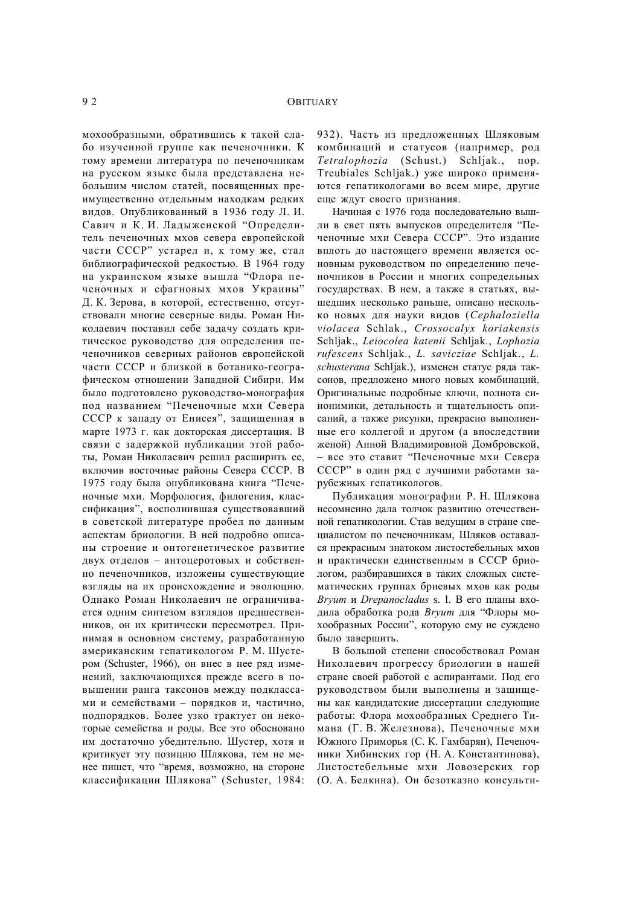мохообразными, обратившись к такой слабо изученной группе как печеночники. К тому времени литература по печеночникам на русском языке была представлена небольшим числом статей, посвященных преимущественно отдельным находкам редких видов. Опубликованный в 1936 году Л. И. Савич и К. И. Ладыженской "Определитель печеночных мхов севера европейской части СССР" устарел и, к тому же, стал библиографической редкостью. В 1964 году на украинском языке вышла "Флора печеночных и сфагновых мхов Украины" Д. К. Зерова, в которой, естественно, отсутствовали многие северные виды. Роман Николаевич поставил себе задачу создать критическое руководство для определения печеночников северных районов европейской части СССР и близкой в ботанико-географическом отношении Западной Сибири. Им было подготовлено руководство-монография под названием "Печеночные мхи Севера СССР к западу от Енисея", защищенная в марте 1973 г. как докторская диссертация. В связи с задержкой публикации этой работы, Роман Николаевич решил расширить ее, включив восточные районы Севера СССР. В 1975 году была опубликована книга "Печеночные мхи. Морфология, филогения, классификация", восполнившая существовавший в советской литературе пробел по данным аспектам бриологии. В ней подробно описаны строение и онтогенетическое развитие двух отделов – антоцеротовых и собственно печеночников, изложены существующие взгляды на их происхождение и эволюцию. Однако Роман Николаевич не ограничивается одним синтезом взглядов предшественников, он их критически пересмотрел. Принимая в основном систему, разработанную американским гепатикологом Р. М. Шустером (Schuster, 1966), он внес в нее ряд изменений, заключающихся прежде всего в повышении ранга таксонов между подклассами и семействами – порядков и, частично, подпорядков. Более узко трактует он некоторые семейства и роды. Все это обосновано им достаточно убедительно. Шустер, хотя и критикует эту позицию Шлякова, тем не менее пишет, что "время, возможно, на стороне классификации Шлякова" (Schuster, 1984: 932). Часть из предложенных Шляковым комбинаций и статусов (например, род *Tetralophozia* (Schust.) Schljak., пор. Treubiales Schljak.) уже широко применяются гепатикологами во всем мире, другие еще ждут своего признания.

Начиная с 1976 года последовательно вышли в свет пять выпусков определителя "Печеночные мхи Севера СССР". Это издание вплоть до настоящего времени является основным руководством по определению печеночников в России и многих сопредельных государствах. В нем, а также в статьях, вышедших несколько раньше, описано несколько новых для науки видов (*Cephaloziella violacea* Schlak., *Crossocalyx koriakensis* Schljak., *Leiocolea katenii* Schljak., *Lophozia rufescens* Schljak., *L. savicziae* Schljak., *L. schusterana* Schljak.), изменен статус ряда таксонов, предложено много новых комбинаций. Оригинальные подробные ключи, полнота синонимики, детальность и тщательность описаний, а также рисунки, прекрасно выполненные его коллегой и другом (а впоследствии женой) Анной Владимировной Домбровской, – все это ставит "Печеночные мхи Севера СССР" в один ряд с лучшими работами зарубежных гепатикологов.

Публикация монографии Р. Н. Шлякова несомненно дала толчок развитию отечественной гепатикологии. Став ведущим в стране специалистом по печеночникам, Шляков оставался прекрасным знатоком листостебельных мхов и практически единственным в СССР бриологом, разбиравшихся в таких сложных систематических группах бриевых мхов как роды *Bryum* и *Drepanocladus* s. l. В его планы входила обработка рода *Bryum* для "Флоры мохообразных России", которую ему не суждено было завершить.

В большой степени способствовал Роман Николаевич прогрессу бриологии в нашей стране своей работой с аспирантами. Под его руководством были выполнены и защищены как кандидатские диссертации следующие работы: Флора мохообразных Среднего Тимана (Г. В. Железнова), Печеночные мхи Южного Приморья (С. К. Гамбарян), Печеночники Хибинских гор (Н. А. Константинова), Листостебельные мхи Ловозерских гор (О. А. Белкина). Он безотказно консульти-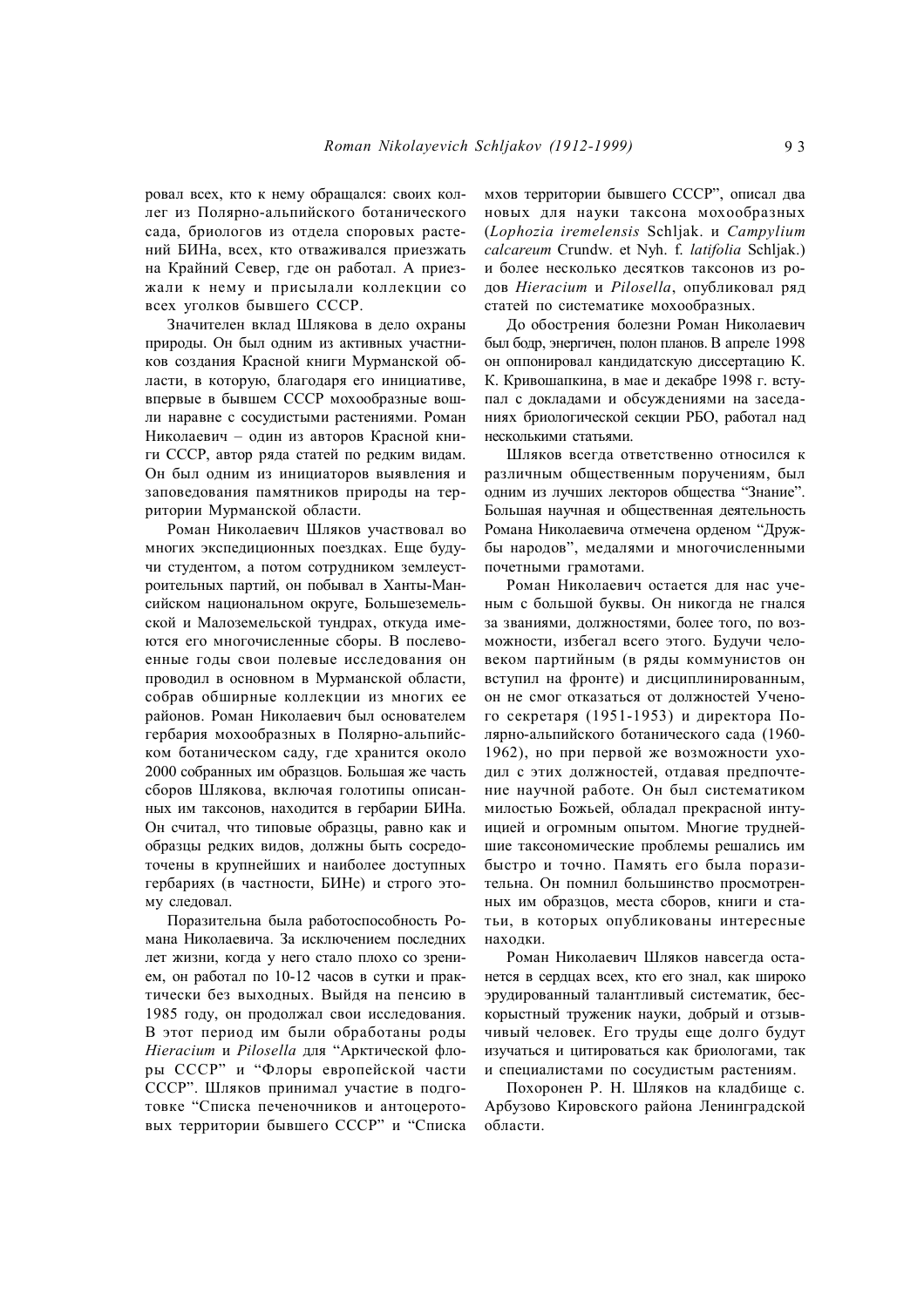ровал всех, кто к нему обращался: своих коллег из Полярно-альпийского ботанического сада, бриологов из отдела споровых растений БИНа, всех, кто отваживался приезжать на Крайний Север, где он работал. А приезжали к нему и присылали коллекции со всех уголков бывшего СССР.

Значителен вклад Шлякова в дело охраны природы. Он был одним из активных участников создания Красной книги Мурманской области, в которую, благодаря его инициативе, впервые в бывшем СССР мохообразные вошли наравне с сосудистыми растениями. Роман Николаевич – один из авторов Красной книги СССР, автор ряда статей по редким видам. Он был одним из инициаторов выявления и заповедования памятников природы на территории Мурманской области.

Роман Николаевич Шляков участвовал во многих экспедиционных поездках. Еще будучи студентом, а потом сотрудником землеустроительных партий, он побывал в Ханты-Мансийском национальном округе, Большеземельской и Малоземельской тундрах, откуда имеются его многочисленные сборы. В послевоенные годы свои полевые исследования он проводил в основном в Мурманской области, собрав обширные коллекции из многих ее районов. Роман Николаевич был основателем гербария мохообразных в Полярно-альпийском ботаническом саду, где хранится около 2000 собранных им образцов. Большая же часть сборов Шлякова, включая голотипы описанных им таксонов, находится в гербарии БИНа. Он считал, что типовые образцы, равно как и образцы редких видов, должны быть сосредоточены в крупнейших и наиболее доступных гербариях (в частности, БИНе) и строго этому следовал.

Поразительна была работоспособность Романа Николаевича. За исключением последних лет жизни, когда у него стало плохо со зрением, он работал по 10-12 часов в сутки и практически без выходных. Выйдя на пенсию в 1985 году, он продолжал свои исследования. В этот период им были обработаны роды *Hieracium* и *Pilosella* для "Арктической флоры СССР" и "Флоры европейской части СССР". Шляков принимал участие в подготовке "Списка печеночников и антоцеротовых территории бывшего СССР" и "Списка мхов территории бывшего СССР", описал два новых для науки таксона мохообразных (*Lophozia iremelensis* Schljak. и *Campylium calcareum* Crundw. et Nyh. f. *latifolia* Schljak.) и более несколько десятков таксонов из родов *Hieracium* и *Pilosella*, опубликовал ряд статей по систематике мохообразных.

До обострения болезни Роман Николаевич был бодр, энергичен, полон планов. В апреле 1998 он оппонировал кандидатскую диссертацию К. К. Кривошапкина, в мае и декабре 1998 г. вступал с докладами и обсуждениями на заседаниях бриологической секции РБО, работал над несколькими статьями.

Шляков всегда ответственно относился к различным общественным поручениям, был одним из лучших лекторов общества "Знание". Большая научная и общественная деятельность Романа Николаевича отмечена орденом "Дружбы народов", медалями и многочисленными почетными грамотами.

Роман Николаевич остается для нас ученым с большой буквы. Он никогда не гнался за званиями, должностями, более того, по возможности, избегал всего этого. Будучи человеком партийным (в ряды коммунистов он вступил на фронте) и дисциплинированным, он не смог отказаться от должностей Ученого секретаря (1951-1953) и директора Полярно-альпийского ботанического сада (1960-1962), но при первой же возможности уходил с этих должностей, отдавая предпочтение научной работе. Он был систематиком милостью Божьей, обладал прекрасной интуицией и огромным опытом. Многие труднейшие таксономические проблемы решались им быстро и точно. Память его была поразительна. Он помнил большинство просмотренных им образцов, места сборов, книги и статьи, в которых опубликованы интересные находки.

Роман Николаевич Шляков навсегда останется в сердцах всех, кто его знал, как широко эрудированный талантливый систематик, бескорыстный труженик науки, добрый и отзывчивый человек. Его труды еще долго будут изучаться и цитироваться как бриологами, так и специалистами по сосудистым растениям.

Похоронен Р. Н. Шляков на кладбище с. Арбузово Кировского района Ленинградской области.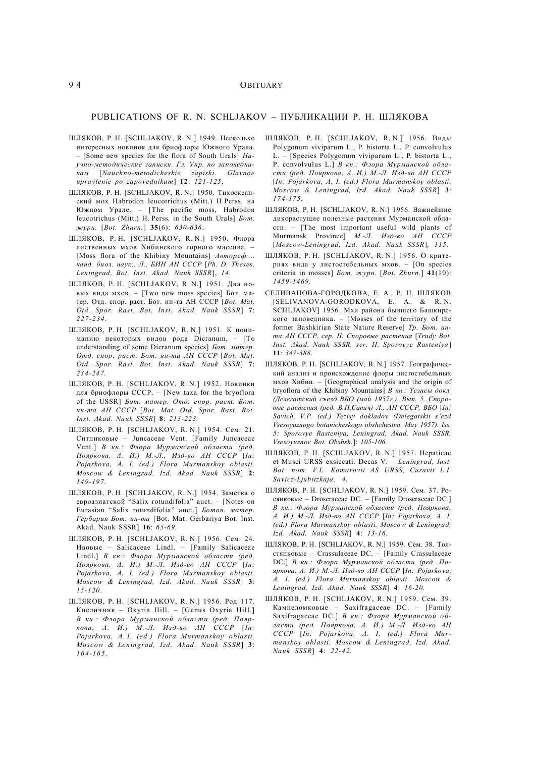## PUBLICATIONS OF R. N. SCHLJAKOV – ПУБЛИКАЦИИ Р. Н. ШЛЯКОВА

ШЛЯКОВ, Р. Н. [SCHLJAKOV, R. N.] 1949. Несколько интересных новинок для бриофлоры Южного Урала. – [Some new species for the flora of South Urals] *Научно-методические записки. Гл. Упр. по заповедникам* [*Nauchno-metodicheskie zapiski. Glavnoe upravlenie po zapovednikam*] **12**: *121-125*.

ШЛЯКОВ, Р. Н. [SCHLJAKOV, R. N.] 1950. Тихоокеанский мох Habrodon leucotrichus (Mitt.) H.Perss. на Южном Урале. – [The pacific moss, Habrodon leucotrichus (Mitt.) H. Perss. in the South Urals] *Бот. журн.* [*Bot. Zhurn.*] **35**(6): *630-636*.

ШЛЯКОВ, Р. Н. [SCHLJAKOV, R. N.] 1950. Флора лиственных мхов Хибинского горного массива. – [Moss flora of the Khibiny Mountains] *Автореф.... канд. биол. наук., Л., БИН АН СССР* [*Ph. D. Theses, Leningrad, Bot, Inst. Akad. Nauk SSSR*], *14*.

ШЛЯКОВ, Р. Н. [SCHLJAKOV, R. N.] 1951. Два новых вида мхов. – [Two new moss species] Бот. матер. Отд. спор. раст. Бот. ин-та АН СССР [*Bot. Mat. Otd. Spor. Rast. Bot. Inst. Akad. Nauk SSSR*] **7**: *227-234*.

ШЛЯКОВ, Р. Н. [SCHLJAKOV, R. N.] 1951. К пониманию некоторых видов рода Dicranum. – [To understanding of some Dicranum species] *Бот. матер. Отд. спор. раст. Бот. ин-та АН СССР* [*Bot. Mat. Otd. Spor. Rast. Bot. Inst. Akad. Nauk SSSR*] **7**: *234-247*.

ШЛЯКОВ, Р. Н. [SCHLJAKOV, R. N.] 1952. Новинки для бриофлоры СССР. – [New taxa for the bryoflora of the USSR] *Бот. матер. Отд. спор. раст. Бот. ин-та АН СССР* [*Bot. Mat. Otd. Spor. Rast. Bot. Inst. Akad. Nauk SSSR*] **8**: *213-223*.

ШЛЯКОВ, Р. Н. [SCHLJAKOV, R. N.] 1954. Сем. 21. Ситниковые – Juncaceae Vent. [Family Juncaceae Vent.] *В кн.: Флора Мурманской области (ред. Пояркова, А. И.) М.-Л., Изд-во АН СССР* [*In: Pojarkova, A. I. (ed.) Flora Murmanskoy oblasti. Moscow & Leningrad, Izd. Akad. Nauk SSSR*] **2**: *149-197*.

ШЛЯКОВ, Р. Н. [SCHLJAKOV, R. N.] 1954. Заметка о евроазиатской "Salix rotundifolia" auct. – [Notes on Eurasian "Salix rotundifolia" auct.] *Ботан. матер. Гербария Бот. ин-та* [Bot. Mat. Gerbariya Bot. Inst. Akad. Nauk SSSR] **16**: *65-69*.

ШЛЯКОВ, Р. Н. [SCHLJAKOV, R. N.] 1956. Сем. 24. Ивовые – Salicaceae Lindl. – [Family Salicaceae Lindl.] *В кн.: Флора Мурманской области (ред. Пояркова, А. И.) М.-Л. Изд-во АН СССР* [*In: Pojarkova, A. I. (ed.) Flora Murmanskoy oblasti. Moscow & Leningrad, Izd. Akad. Nauk SSSR*] **3**: *15-120*.

ШЛЯКОВ, Р. Н. [SCHLJAKOV, R. N.] 1956. Род 117. Кисличник – Oxyria Hill. – [Genus Oxyria Hill.] *В кн.: Флора Мурманской области (ред. Пояркова, А. И.) М.-Л. Изд-во АН СССР* [*In: Pojarkova, A. I. (ed.) Flora Murmanskoy oblasti. Moscow & Leningrad, Izd. Akad. Nauk SSSR*] **3**: *164-165*.

ШЛЯКОВ, Р. Н. [SCHLJAKOV, R. N.] 1956. Виды Polygonum viviparum L., P. bistorta L., P. convolvulus L. – [Species Polygonum viviparum L., P. bistorta L., P. convolvulus L.] *В кн.: Флора Мурманской области (ред. Пояркова, А. И.) М.-Л. Изд-во АН СССР* [*In: Pojarkova, A. I. (ed.) Flora Murmanskoy oblasti. Moscow & Leningrad, Izd. Akad. Nauk SSSR*] **3**: *174-175*.

ШЛЯКОВ, Р. Н. [SCHLJAKOV, R. N.] 1956. Важнейшие дикорастущие полезные растения Мурманской области. – [The most important useful wild plants of Murmansk Province] *М.-Л. Изд-во АН СССР* [*Moscow-Leningrad, Izd. Akad. Nauk SSSR*], *115*.

ШЛЯКОВ, Р. Н. [SCHLJAKOV, R. N.] 1956. О критериях вида у листостебельных мхов. – [On species criteria in mosses] *Бот. журн.* [*Bot. Zhurn.*] **41**(10): *1459-1469*.

СЕЛИВАНОВА-ГОРОДКОВА, Е. А., Р. Н. ШЛЯКОВ [SELIVANOVA-GORODKOVA, E. A. & R. N. SCHLJAKOV] 1956. Мхи района бывшего Башкирского заповедника. – [Mosses of the territory of the former Bashkirian State Nature Reserve] *Тр. Бот. ин-та АН СССР, сер. II. Споровые растения* [*Trudy Bot. Inst. Akad. Nauk SSSR, ser. II. Sporovye Rasteniya*] **11**: *347-388*.

ШЛЯКОВ, Р. Н. [SCHLJAKOV, R. N.] 1957. Географический анализ и происхождение флоры листостебельных мхов Хибин. – [Geographical analysis and the origin of bryoflora of the Khibiny Mountains] *В кн.: Тезисы докл. (Делегатский съезд ВБО (май 1957г.). Вып. 5. Споровые растения (ред. В.П.Савич) Л., АН СССР, ВБО* [*In: Savich, V.P. (ed.) Tezisy dokladov (Delegatskii s'ezd Vsesoyuznogo botanicheskogo obshchestva. May 1957). Iss. 5: Sporovye Rasteniya, Leningrad, Akad. Nauk SSSR, Vsesoyuznoe Bot. Obshsh.*]: *105-106*.

ШЛЯКОВ, Р. Н. [SCHLJAKOV, R. N.] 1957. Hepaticae et Musci URSS exsiccati. Decas V. – *Leningrad, Inst. Bot. nom. V.L. Komarovii AS URSS, Curavit L.I. Savicz-Ljubitzkaja, 4*.

ШЛЯКОВ, Р. Н. [SCHLJAKOV, R. N.] 1959. Сем. 37. Росянковые – Droseraceae DC. – [Family Droseraceae DC.] *В кн.: Флора Мурманской области (ред. Пояркова, А. И.) М.-Л. Изд-во АН СССР* [*In: Pojarkova, A. I. (ed.) Flora Murmanskoy oblasti. Moscow & Leningrad, Izd. Akad. Nauk SSSR*] **4**: *13-16*.

ШЛЯКОВ, Р. Н. [SCHLJAKOV, R. N.] 1959. Сем. 38. Толстянковые – Crassulaceae DC. – [Family Crassulaceae DC.] *В кн.: Флора Мурманской области (ред. Пояркова, А. И.) М.-Л. Изд-во АН СССР* [*In: Pojarkova, A. I. (ed.) Flora Murmanskoy oblasti. Moscow & Leningrad, Izd. Akad. Nauk SSSR*] **4**: *16-20*.

ШЛЯКОВ, Р. Н. [SCHLJAKOV, R. N.] 1959. Сем. 39. Камнеломковые – Saxifragaceae DC. – [Family Saxifragaceae DC.] *В кн.: Флора Мурманской области (ред. Пояркова, А. И.) М.-Л. Изд-во АН СССР* [*In: Pojarkova, A. I. (ed.) Flora Murmanskoy oblasti. Moscow & Leningrad, Izd. Akad. Nauk SSSR*] **4**: *22-42*.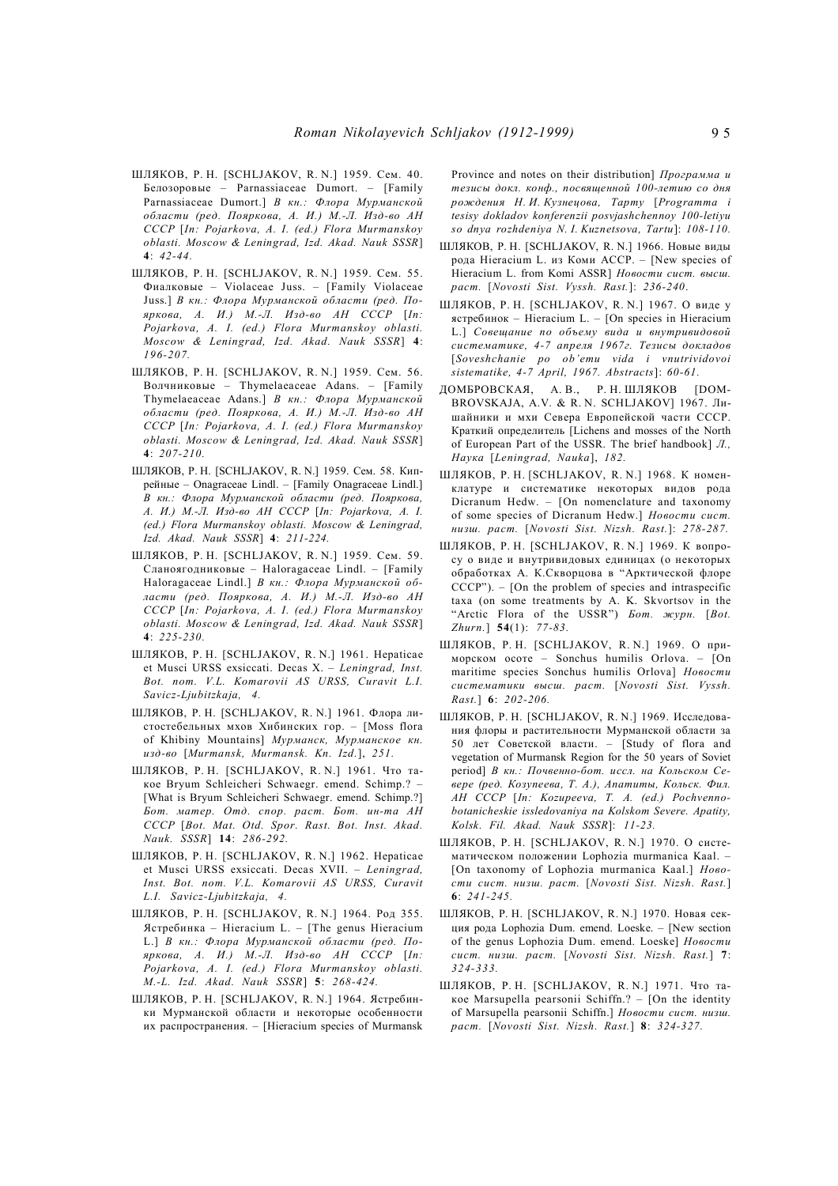ШЛЯКОВ, Р. Н. [SCHLJAKOV, R. N.] 1959. Сем. 40. Белозоровые – Parnassiaceae Dumort. – [Family Parnassiaceae Dumort.] *В кн.: Флора Мурманской области (ред. Пояркова, А. И.) М.-Л. Изд-во АН СССР* [*In: Pojarkova, A. I. (ed.) Flora Murmanskoy oblasti. Moscow & Leningrad, Izd. Akad. Nauk SSSR*] **4**: *42-44.*

ШЛЯКОВ, Р. Н. [SCHLJAKOV, R. N.] 1959. Сем. 55. Фиалковые – Violaceae Juss. – [Family Violaceae Juss.] *В кн.: Флора Мурманской области (ред. Пояркова, А. И.) М.-Л. Изд-во АН СССР* [*In: Pojarkova, A. I. (ed.) Flora Murmanskoy oblasti. Moscow & Leningrad, Izd. Akad. Nauk SSSR*] **4**: *196-207.*

ШЛЯКОВ, Р. Н. [SCHLJAKOV, R. N.] 1959. Сем. 56. Волчниковые – Thymelaeaceae Adans. – [Family Thymelaeaceae Adans.] *В кн.: Флора Мурманской области (ред. Пояркова, А. И.) М.-Л. Изд-во АН СССР* [*In: Pojarkova, A. I. (ed.) Flora Murmanskoy oblasti. Moscow & Leningrad, Izd. Akad. Nauk SSSR*] **4**: *207-210.*

ШЛЯКОВ, Р. Н. [SCHLJAKOV, R. N.] 1959. Сем. 58. Кипрейные – Onagraceae Lindl. – [Family Onagraceae Lindl.] *В кн.: Флора Мурманской области (ред. Пояркова, А. И.) М.-Л. Изд-во АН СССР* [*In: Pojarkova, A. I. (ed.) Flora Murmanskoy oblasti. Moscow & Leningrad, Izd. Akad. Nauk SSSR*] **4**: *211-224.*

ШЛЯКОВ, Р. Н. [SCHLJAKOV, R. N.] 1959. Сем. 59. Сланоягодниковые – Haloragaceae Lindl. – [Family Haloragaceae Lindl.] *В кн.: Флора Мурманской области (ред. Пояркова, А. И.) М.-Л. Изд-во АН СССР* [*In: Pojarkova, A. I. (ed.) Flora Murmanskoy oblasti. Moscow & Leningrad, Izd. Akad. Nauk SSSR*] **4**: *225-230.*

ШЛЯКОВ, Р. Н. [SCHLJAKOV, R. N.] 1961. Hepaticae et Musci URSS exsiccati. Decas X. – *Leningrad, Inst. Bot. nom. V.L. Komarovii AS URSS, Curavit L.I. Savicz-Ljubitzkaja, 4.*

ШЛЯКОВ, Р. Н. [SCHLJAKOV, R. N.] 1961. Флора листостебельных мхов Хибинских гор. – [Moss flora of Khibiny Mountains] *Мурманск, Мурманское кн. изд-во* [*Murmansk, Murmansk. Kn. Izd.*], *251.*

ШЛЯКОВ, Р. Н. [SCHLJAKOV, R. N.] 1961. Что такое Bryum Schleicheri Schwaegr. emend. Schimp.? – [What is Bryum Schleicheri Schwaegr. emend. Schimp.?] *Бот. матер. Отд. спор. раст. Бот. ин-та АН СССР* [*Bot. Mat. Otd. Spor. Rast. Bot. Inst. Akad. Nauk. SSSR*] **14**: *286-292.*

ШЛЯКОВ, Р. Н. [SCHLJAKOV, R. N.] 1962. Hepaticae et Musci URSS exsiccati. Decas XVII. – *Leningrad, Inst. Bot. nom. V.L. Komarovii AS URSS, Curavit L.I. Savicz-Ljubitzkaja, 4.*

ШЛЯКОВ, Р. Н. [SCHLJAKOV, R. N.] 1964. Род 355. Ястребинка – Hieracium L. – [The genus Hieracium L.] *В кн.: Флора Мурманской области (ред. Пояркова, А. И.) М.-Л. Изд-во АН СССР* [*In: Pojarkova, A. I. (ed.) Flora Murmanskoy oblasti. M.-L. Izd. Akad. Nauk SSSR*] **5**: *268-424.*

ШЛЯКОВ, Р. Н. [SCHLJAKOV, R. N.] 1964. Ястребинки Мурманской области и некоторые особенности их распространения. – [Hieracium species of Murmansk Province and notes on their distribution] *Программа и тезисы докл. конф., посвященной 100-летию со дня рождения Н. И. Кузнецова, Тарту* [*Programma i tesisy dokladov konferenzii posvjashchennoy 100-letiyu so dnya rozhdeniya N. I. Kuznetsova, Tartu*]: *108-110.*

ШЛЯКОВ, Р. Н. [SCHLJAKOV, R. N.] 1966. Новые виды рода Hieracium L. из Коми АССР. – [New species of Hieracium L. from Komi ASSR] *Новости сист. высш. раст.* [*Novosti Sist. Vyssh. Rast.*]: *236-240.*

ШЛЯКОВ, Р. Н. [SCHLJAKOV, R. N.] 1967. О виде у ястребинок – Hieracium L. – [On species in Hieracium L.] *Совещание по объему вида и внутривидовой систематике, 4-7 апреля 1967г. Тезисы докладов* [*Soveshchanie po ob'emu vida i vnutrividovoi sistematike, 4-7 April, 1967. Abstracts*]: *60-61.*

ДОМБРОВСКАЯ, А. В., Р. Н. ШЛЯКОВ [DOMBROVSKAJA, A.V. & R. N. SCHLJAKOV] 1967. Лишайники и мхи Севера Европейской части СССР. Краткий определитель [Lichens and mosses of the North of European Part of the USSR. The brief handbook] *Л., Наука* [*Leningrad, Nauka*], *182.*

ШЛЯКОВ, Р. Н. [SCHLJAKOV, R. N.] 1968. К номенклатуре и систематике некоторых видов рода Dicranum Hedw. – [On nomenclature and taxonomy of some species of Dicranum Hedw.] *Новости сист. низш. раст.* [*Novosti Sist. Nizsh. Rast.*]: *278-287.*

ШЛЯКОВ, Р. Н. [SCHLJAKOV, R. N.] 1969. К вопросу о виде и внутривидовых единицах (о некоторых обработках А. К.Скворцова в "Арктической флоре СССР"). – [On the problem of species and intraspecific taxa (on some treatments by A. K. Skvortsov in the "Arctic Flora of the USSR") *Бот. журн.* [*Bot. Zhurn.*] **54**(1): *77-83.*

ШЛЯКОВ, Р. Н. [SCHLJAKOV, R. N.] 1969. О приморском осоте – Sonchus humilis Orlova. – [On maritime species Sonchus humilis Orlova] *Новости систематики высш. раст.* [*Novosti Sist. Vyssh. Rast.*] **6**: *202-206.*

ШЛЯКОВ, Р. Н. [SCHLJAKOV, R. N.] 1969. Исследования флоры и растительности Мурманской области за 50 лет Советской власти. – [Study of flora and vegetation of Murmansk Region for the 50 years of Soviet period] *В кн.: Почвенно-бот. иссл. на Кольском Севере (ред. Козупеева, Т. А.), Апатиты, Кольск. Фил. АН СССР* [*In: Kozupeeva, T. A. (ed.) Pochvenno-botanicheskie issledovaniya na Kolskom Severe. Apatity, Kolsk. Fil. Akad. Nauk SSSR*]: *11-23.*

ШЛЯКОВ, Р. Н. [SCHLJAKOV, R. N.] 1970. О систематическом положении Lophozia murmanica Kaal. – [On taxonomy of Lophozia murmanica Kaal.] *Новости сист. низш. раст.* [*Novosti Sist. Nizsh. Rast.*] **6**: *241-245.*

ШЛЯКОВ, Р. Н. [SCHLJAKOV, R. N.] 1970. Новая секция рода Lophozia Dum. emend. Loeske. – [New section of the genus Lophozia Dum. emend. Loeske] *Новости сист. низш. раст.* [*Novosti Sist. Nizsh. Rast.*] **7**: *324-333.*

ШЛЯКОВ, Р. Н. [SCHLJAKOV, R. N.] 1971. Что такое Marsupella pearsonii Schiffn.? – [On the identity of Marsupella pearsonii Schiffn.] *Новости сист. низш. раст.* [*Novosti Sist. Nizsh. Rast.*] **8**: *324-327.*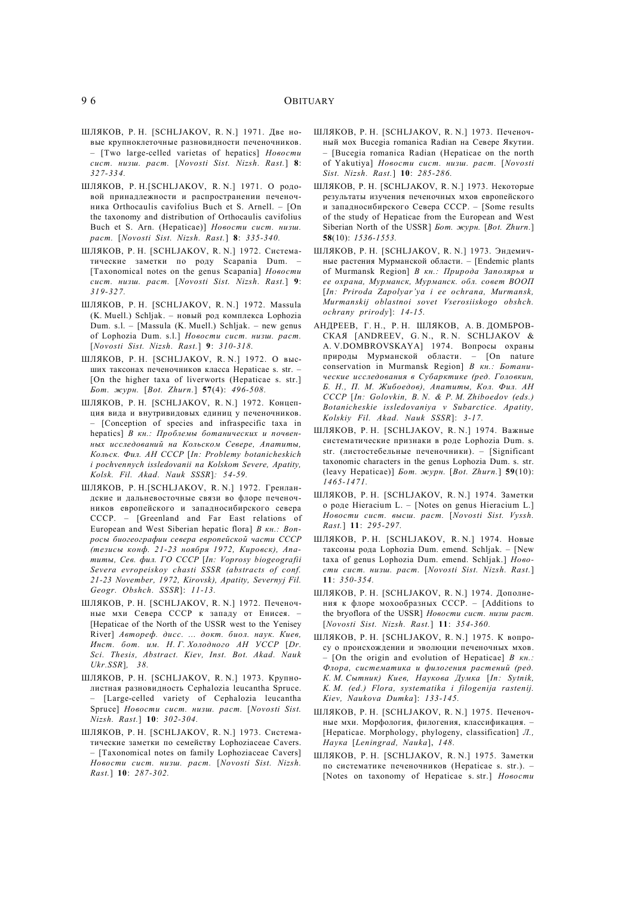ШЛЯКОВ, Р. Н. [SCHLJAKOV, R. N.] 1971. Две новые крупноклеточные разновидности печеночников. – [Two large-celled varietas of hepatics] *Новости сист. низш. раст.* [*Novosti Sist. Nizsh. Rast.*] **8**: *327-334.*

ШЛЯКОВ, Р. Н.[SCHLJAKOV, R. N.] 1971. О родовой принадлежности и распространении печеночника Orthocaulis cavifolius Buch et S. Arnell. – [On the taxonomy and distribution of Orthocaulis cavifolius Buch et S. Arn. (Hepaticae)] *Новости сист. низш. раст.* [*Novosti Sist. Nizsh. Rast.*] **8**: *335-340.*

ШЛЯКОВ, Р. Н. [SCHLJAKOV, R. N.] 1972. Систематические заметки по роду Scapania Dum. – [Taxonomical notes on the genus Scapania] *Новости сист. низш. раст.* [*Novosti Sist. Nizsh. Rast.*] **9**: *319-327.*

ШЛЯКОВ, Р. Н. [SCHLJAKOV, R. N.] 1972. Massula (K. Muell.) Schljak. – новый род комплекса Lophozia Dum. s.l. – [Massula (K. Muell.) Schljak. – new genus of Lophozia Dum. s.l.] *Новости сист. низш. раст.* [*Novosti Sist. Nizsh. Rast.*] **9**: *310-318.*

ШЛЯКОВ, Р. Н. [SCHLJAKOV, R. N.] 1972. О высших таксонах печеночников класса Hepaticae s. str. – [On the higher taxa of liverworts (Hepaticae s. str.] *Бот. журн.* [*Bot. Zhurn.*] **57**(4): *496-508.*

ШЛЯКОВ, Р. Н. [SCHLJAKOV, R. N.] 1972. Концепция вида и внутривидовых единиц у печеночников. – [Conception of species and infraspecific taxa in hepatics] *В кн.: Проблемы ботанических и почвенных исследований на Кольском Севере, Апатиты, Кольск. Фил. АН СССР* [*In: Problemy botanicheskich i pochvennych issledovanii na Kolskom Severe, Apatity, Kolsk. Fil. Akad. Nauk SSSR*]*: 54-59.*

ШЛЯКОВ, Р. Н.[SCHLJAKOV, R. N.] 1972. Гренландские и дальневосточные связи во флоре печеночников европейского и западносибирского севера СССР. – [Greenland and Far East relations of European and West Siberian hepatic flora] *В кн.: Вопросы биогеографии севера европейской части СССР (тезисы конф. 21-23 ноября 1972, Кировск), Апатиты, Сев. фил. ГО СССР* [*In: Voprosy biogeografii Severa evropeiskoy chasti SSSR (abstracts of conf. 21-23 November, 1972, Kirovsk), Apatity, Severnyj Fil. Geogr. Obshch. SSSR*]: *11-13.*

ШЛЯКОВ, Р. Н. [SCHLJAKOV, R. N.] 1972. Печеночные мхи Севера СССР к западу от Енисея. – [Hepaticae of the North of the USSR west to the Yenisey River] *Автореф. дисс. ... докт. биол. наук. Киев, Инст. бот. им. Н. Г. Холодного АН УССР* [*Dr. Sci. Thesis, Abstract. Kiev, Inst. Bot. Akad. Nauk Ukr.SSR*]*, 38.*

ШЛЯКОВ, Р. Н. [SCHLJAKOV, R. N.] 1973. Крупнолистная разновидность Cephalozia leucantha Spruce. – [Large-celled variety of Cephalozia leucantha Spruce] *Новости сист. низш. раст.* [*Novosti Sist. Nizsh. Rast.*] **10**: *302-304.*

ШЛЯКОВ, Р. Н. [SCHLJAKOV, R. N.] 1973. Систематические заметки по семейству Lophoziaceae Cavers. – [Taxonomical notes on family Lophoziaceae Cavers] *Новости сист. низш. раст.* [*Novosti Sist. Nizsh. Rast.*] **10**: *287-302.*

ШЛЯКОВ, Р. Н. [SCHLJAKOV, R. N.] 1973. Печеночный мох Bucegia romanica Radian на Севере Якутии. – [Bucegia romanica Radian (Hepaticae on the north of Yakutiya] *Новости сист. низш. раст.* [*Novosti Sist. Nizsh. Rast.*] **10**: *285-286.*

ШЛЯКОВ, Р. Н. [SCHLJAKOV, R. N.] 1973. Некоторые результаты изучения печеночных мхов европейского и западносибирского Севера СССР. – [Some results of the study of Hepaticae from the European and West Siberian North of the USSR] *Бот. журн.* [*Bot. Zhurn.*] **58**(10): *1536-1553.*

ШЛЯКОВ, Р. Н. [SCHLJAKOV, R. N.] 1973. Эндемичные растения Мурманской области. – [Endemic plants of Murmansk Region] *В кн.: Природа Заполярья и ее охрана, Мурманск, Мурманск. обл. совет ВООП* [*In: Priroda Zapolyar'ya i ee ochrana, Murmansk, Murmanskij oblastnoi sovet Vserosiiskogo obshch. ochrany prirody*]: *14-15.*

АНДРЕЕВ, Г. Н., Р. Н. ШЛЯКОВ, А. В. ДОМБРОВСКАЯ [ANDREEV, G. N., R. N. SCHLJAKOV & A. V.DOMBROVSKAYA] 1974. Вопросы охраны природы Мурманской области. – [On nature conservation in Murmansk Region] *В кн.: Ботанические исследования в Субарктике (ред. Головкин, Б. Н., П. М. Жибоедов), Апатиты, Кол. Фил. АН СССР* [*In: Golovkin, B. N. & P. M. Zhiboedov (eds.) Botanicheskie issledovaniya v Subarctice. Apatity, Kolskiy Fil. Akad. Nauk SSSR*]: *3-17.*

ШЛЯКОВ, Р. Н. [SCHLJAKOV, R. N.] 1974. Важные систематические признаки в роде Lophozia Dum. s. str. (листостебельные печеночники). – [Significant taxonomic characters in the genus Lophozia Dum. s. str. (leavy Hepaticae)] *Бот. журн.* [*Bot. Zhurn.*] **59**(10): *1465-1471.*

ШЛЯКОВ, Р. Н. [SCHLJAKOV, R. N.] 1974. Заметки о роде Hieracium L. – [Notes on genus Hieracium L.] *Новости сист. высш. раст.* [*Novosti Sist. Vyssh. Rast.*] **11**: *295-297.*

ШЛЯКОВ, Р. Н. [SCHLJAKOV, R. N.] 1974. Новые таксоны рода Lophozia Dum. emend. Schljak. – [New taxa of genus Lophozia Dum. emend. Schljak.] *Новости сист. низш. раст.* [*Novosti Sist. Nizsh. Rast.*] **11**: *350-354.*

ШЛЯКОВ, Р. Н. [SCHLJAKOV, R. N.] 1974. Дополнения к флоре мохообразных СССР. – [Additions to the bryoflora of the USSR] *Новости сист. низш раст.* [*Novosti Sist. Nizsh. Rast.*] **11**: *354-360.*

ШЛЯКОВ, Р. Н. [SCHLJAKOV, R. N.] 1975. К вопросу о происхождении и эволюции печеночных мхов. – [On the origin and evolution of Hepaticae] *В кн.: Флора, систематика и филогения растений (ред. К. М. Сытник) Киев, Наукова Думка* [*In: Sytnik, K. M. (ed.) Flora, systematika i filogenija rastenij. Kiev, Naukova Dumka*]: *133-145.*

ШЛЯКОВ, Р. Н. [SCHLJAKOV, R. N.] 1975. Печеночные мхи. Морфология, филогения, классификация. – [Hepaticae. Morphology, phylogeny, classification] *Л., Наука* [*Leningrad, Nauka*], *148.*

ШЛЯКОВ, Р. Н. [SCHLJAKOV, R. N.] 1975. Заметки по систематике печеночников (Hepaticae s. str.). – [Notes on taxonomy of Hepaticae s. str.] *Новости*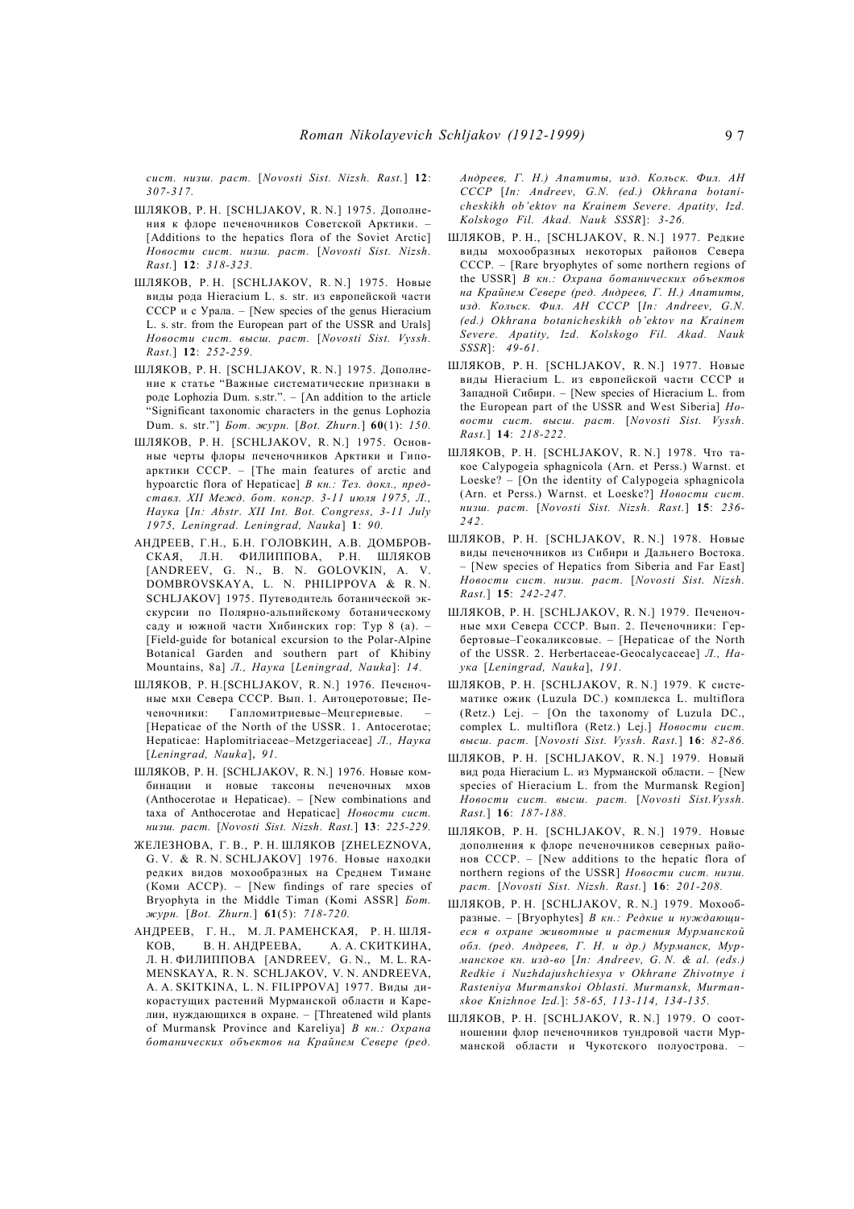*сист. низш. раст.* [*Novosti Sist. Nizsh. Rast.*] **12**: *307-317.*

ШЛЯКОВ, Р. Н. [SCHLJAKOV, R. N.] 1975. Дополнения к флоре печеночников Советской Арктики. – [Additions to the hepatics flora of the Soviet Arctic] *Новости сист. низш. раст.* [*Novosti Sist. Nizsh. Rast.*] **12**: *318-323.*

ШЛЯКОВ, Р. Н. [SCHLJAKOV, R. N.] 1975. Новые виды рода Hieracium L. s. str. из европейской части СССР и с Урала. – [New species of the genus Hieracium L. s. str. from the European part of the USSR and Urals] *Новости сист. высш. раст.* [*Novosti Sist. Vyssh. Rast.*] **12**: *252-259.*

ШЛЯКОВ, Р. Н. [SCHLJAKOV, R. N.] 1975. Дополнение к статье "Важные систематические признаки в роде Lophozia Dum. s.str.". – [An addition to the article "Significant taxonomic characters in the genus Lophozia Dum. s. str."] *Бот. журн.* [*Bot. Zhurn.*] **60**(1): *150.*

ШЛЯКОВ, Р. Н. [SCHLJAKOV, R. N.] 1975. Основные черты флоры печеночников Арктики и Гипоарктики СССР. – [The main features of arctic and hypoarctic flora of Hepaticae] *В кн.: Тез. докл., представл. XII Межд. бот. конгр. 3-11 июля 1975, Л., Наука* [*In: Abstr. XII Int. Bot. Congress, 3-11 July 1975, Leningrad. Leningrad, Nauka*] **1**: *90.*

АНДРЕЕВ, Г.Н., Б.Н. ГОЛОВКИН, А.В. ДОМБРОВСКАЯ, Л.Н. ФИЛИППОВА, Р.Н. ШЛЯКОВ [ANDREEV, G. N., B. N. GOLOVKIN, A. V. DOMBROVSKAYA, L. N. PHILIPPOVA & R. N. SCHLJAKOV] 1975. Путеводитель ботанической экскурсии по Полярно-альпийскому ботаническому саду и южной части Хибинских гор: Тур 8 (а). – [Field-guide for botanical excursion to the Polar-Alpine Botanical Garden and southern part of Khibiny Mountains, 8a] *Л., Наука* [*Leningrad, Nauka*]: *14.*

ШЛЯКОВ, Р. Н.[SCHLJAKOV, R. N.] 1976. Печеночные мхи Севера СССР. Вып. 1. Антоцеротовые; Печеночники: Гапломитриевые–Мецгериевые. – [Hepaticae of the North of the USSR. 1. Antocerotae; Hepaticae: Haplomitriaceae–Metzgeriaceae] *Л., Наука* [*Leningrad, Nauka*], *91.*

ШЛЯКОВ, Р. Н. [SCHLJAKOV, R. N.] 1976. Новые комбинации и новые таксоны печеночных мхов (Anthocerotae и Hepaticae). – [New combinations and taxa of Anthocerotae and Hepaticae] *Новости сист. низш. раст.* [*Novosti Sist. Nizsh. Rast.*] **13**: *225-229.*

ЖЕЛЕЗНОВА, Г. В., Р. Н. ШЛЯКОВ [ZHELEZNOVA, G. V. & R. N. SCHLJAKOV] 1976. Новые находки редких видов мохообразных на Среднем Тимане (Коми АССР). – [New findings of rare species of Bryophyta in the Middle Timan (Komi ASSR] *Бот. журн.* [*Bot. Zhurn.*] **61**(5): *718-720.*

АНДРЕЕВ, Г. Н., М. Л. РАМЕНСКАЯ, Р. Н. ШЛЯКОВ, В. Н. АНДРЕЕВА, А. А. СКИТКИНА, Л. Н. ФИЛИППОВА [ANDREEV, G. N., M. L. RAMENSKAYA, R. N. SCHLJAKOV, V. N. ANDREEVA, A. A. SKITKINA, L. N. FILIPPOVA] 1977. Виды дикорастущих растений Мурманской области и Карелии, нуждающихся в охране. – [Threatened wild plants of Murmansk Province and Kareliya] *В кн.: Охрана ботанических объектов на Крайнем Севере (ред. Андреев, Г. Н.) Апатиты, изд. Кольск. Фил. АН СССР* [*In: Andreev, G.N. (ed.) Okhrana botanicheskikh ob'ektov na Krainem Severe. Apatity, Izd. Kolskogo Fil. Akad. Nauk SSSR*]: *3-26.*

ШЛЯКОВ, Р. Н., [SCHLJAKOV, R. N.] 1977. Редкие виды мохообразных некоторых районов Севера СССР. – [Rare bryophytes of some northern regions of the USSR] *В кн.: Охрана ботанических объектов на Крайнем Севере (ред. Андреев, Г. Н.) Апатиты, изд. Кольск. Фил. АН СССР* [*In: Andreev, G.N. (ed.) Okhrana botanicheskikh ob'ektov na Krainem Severe. Apatity, Izd. Kolskogo Fil. Akad. Nauk SSSR*]: *49-61.*

ШЛЯКОВ, Р. Н. [SCHLJAKOV, R. N.] 1977. Новые виды Hieracium L. из европейской части СССР и Западной Сибири. – [New species of Hieracium L. from the European part of the USSR and West Siberia] *Новости сист. высш. раст.* [*Novosti Sist. Vyssh. Rast.*] **14**: *218-222.*

ШЛЯКОВ, Р. Н. [SCHLJAKOV, R. N.] 1978. Что такое Calypogeia sphagnicola (Arn. et Perss.) Warnst. et Loeske? – [On the identity of Calypogeia sphagnicola (Arn. et Perss.) Warnst. et Loeske?] *Новости сист. низш. раст.* [*Novosti Sist. Nizsh. Rast.*] **15**: *236-242.*

ШЛЯКОВ, Р. Н. [SCHLJAKOV, R. N.] 1978. Новые виды печеночников из Сибири и Дальнего Востока. – [New species of Hepatics from Siberia and Far East] *Новости сист. низш. раст.* [*Novosti Sist. Nizsh. Rast.*] **15**: *242-247.*

ШЛЯКОВ, Р. Н. [SCHLJAKOV, R. N.] 1979. Печеночные мхи Севера СССР. Вып. 2. Печеночники: Гербертовые–Геокаликсовые. – [Hepaticae of the North of the USSR. 2. Herbertaceae-Geocalycaceae] *Л., Наука* [*Leningrad, Nauka*], *191.*

ШЛЯКОВ, Р. Н. [SCHLJAKOV, R. N.] 1979. К систематике ожик (Luzula DC.) комплекса L. multiflora (Retz.) Lej. – [On the taxonomy of Luzula DC., complex L. multiflora (Retz.) Lej.] *Новости сист. высш. раст.* [*Novosti Sist. Vyssh. Rast.*] **16**: *82-86.*

ШЛЯКОВ, Р. Н. [SCHLJAKOV, R. N.] 1979. Новый вид рода Hieracium L. из Мурманской области. – [New species of Hieracium L. from the Murmansk Region] *Новости сист. высш. раст.* [*Novosti Sist.Vyssh. Rast.*] **16**: *187-188.*

ШЛЯКОВ, Р. Н. [SCHLJAKOV, R. N.] 1979. Новые дополнения к флоре печеночников северных районов СССР. – [New additions to the hepatic flora of northern regions of the USSR] *Новости сист. низш. раст.* [*Novosti Sist. Nizsh. Rast.*] **16**: *201-208.*

ШЛЯКОВ, Р. Н. [SCHLJAKOV, R. N.] 1979. Мохообразные. – [Bryophytes] *В кн.: Редкие и нуждающиеся в охране животные и растения Мурманской обл. (ред. Андреев, Г. Н. и др.) Мурманск, Мурманское кн. изд-во* [*In: Andreev, G. N. & al. (eds.) Redkie i Nuzhdajushchiesya v Okhrane Zhivotnye i Rasteniya Murmanskoi Oblasti. Murmansk, Murmanskoe Knizhnoe Izd.*]: *58-65, 113-114, 134-135.*

ШЛЯКОВ, Р. Н. [SCHLJAKOV, R. N.] 1979. О соотношении флор печеночников тундровой части Мурманской области и Чукотского полуострова. –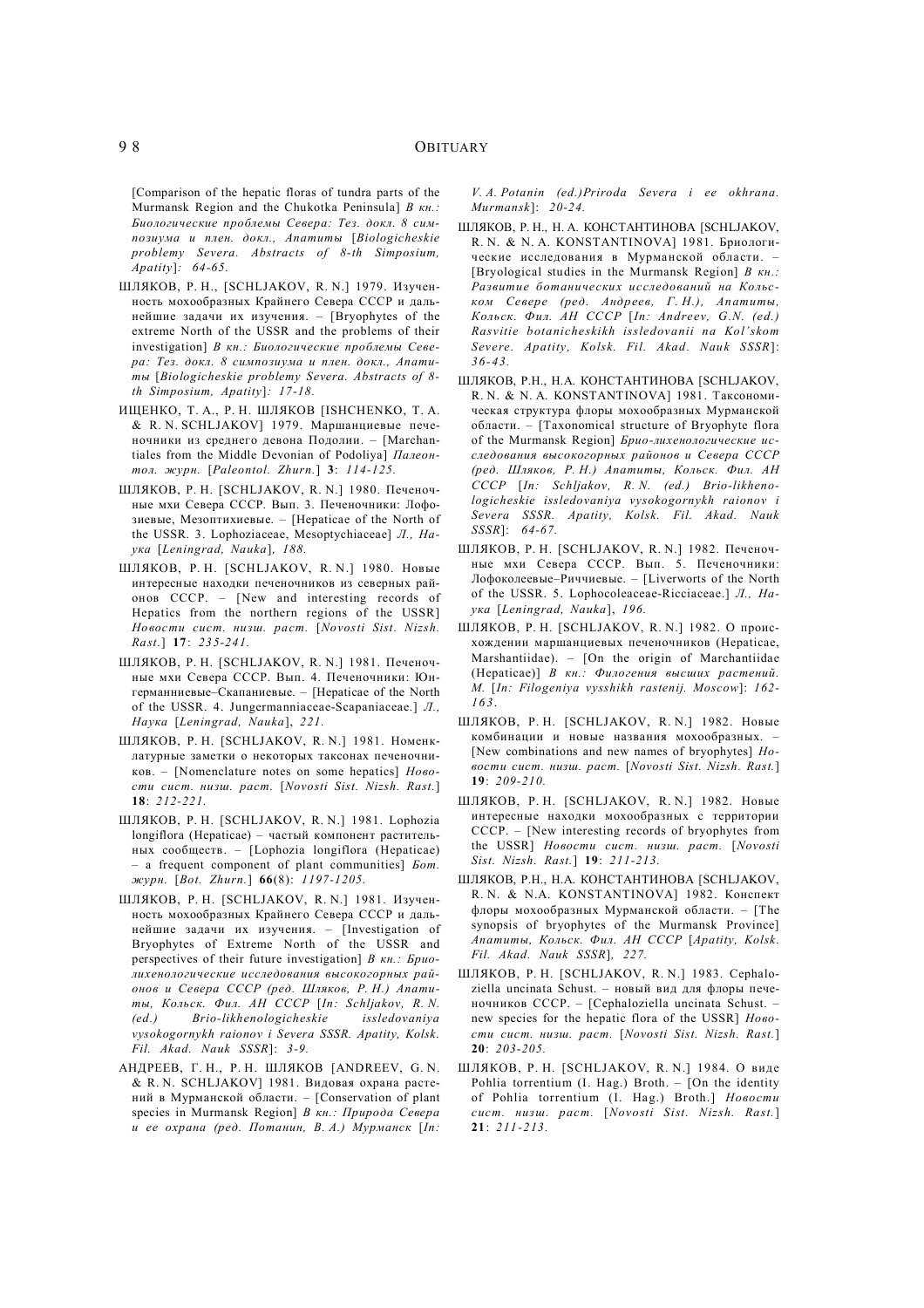[Comparison of the hepatic floras of tundra parts of the Murmansk Region and the Chukotka Peninsula] *В кн.: Биологические проблемы Севера: Тез. докл. 8 симпозиума и плен. докл., Апатиты* [*Biologicheskie problemy Severa. Abstracts of 8-th Simposium, Apatity*]: *64-65.*

ШЛЯКОВ, Р. Н., [SCHLJAKOV, R. N.] 1979. Изученность мохообразных Крайнего Севера СССР и дальнейшие задачи их изучения. – [Bryophytes of the extreme North of the USSR and the problems of their investigation] *В кн.: Биологические проблемы Севера: Тез. докл. 8 симпозиума и плен. докл., Апатиты* [*Biologicheskie problemy Severa. Abstracts of 8-th Simposium, Apatity*]: *17-18.*

ИЩЕНКО, Т. А., Р. Н. ШЛЯКОВ [ISHCHENKO, T. A. & R. N. SCHLJAKOV] 1979. Маршанциевые печеночники из среднего девона Подолии. – [Marchantiales from the Middle Devonian of Podoliya] *Палеонтол. журн.* [*Paleontol. Zhurn.*] **3**: *114-125.*

ШЛЯКОВ, Р. Н. [SCHLJAKOV, R. N.] 1980. Печеночные мхи Севера СССР. Вып. 3. Печеночники: Лофозиевые, Мезоптихиевые. – [Hepaticae of the North of the USSR. 3. Lophoziaceae, Mesoptychiaceae] *Л., Наука* [*Leningrad, Nauka*], *188.*

ШЛЯКОВ, Р. Н. [SCHLJAKOV, R. N.] 1980. Новые интересные находки печеночников из северных районов СССР. – [New and interesting records of Hepatics from the northern regions of the USSR] *Новости сист. низш. раст.* [*Novosti Sist. Nizsh. Rast.*] **17**: *235-241.*

ШЛЯКОВ, Р. Н. [SCHLJAKOV, R. N.] 1981. Печеночные мхи Севера СССР. Вып. 4. Печеночники: Юнгерманниевые–Скапаниевые. – [Hepaticae of the North of the USSR. 4. Jungermanniaceae-Scapaniaceae.] *Л., Наука* [*Leningrad, Nauka*], *221.*

ШЛЯКОВ, Р. Н. [SCHLJAKOV, R. N.] 1981. Номенклатурные заметки о некоторых таксонах печеночников. – [Nomenclature notes on some hepatics] *Новости сист. низш. раст.* [*Novosti Sist. Nizsh. Rast.*] **18**: *212-221.*

ШЛЯКОВ, Р. Н. [SCHLJAKOV, R. N.] 1981. Lophozia longiflora (Hepaticae) – частый компонент растительных сообществ. – [Lophozia longiflora (Hepaticae) – a frequent component of plant communities] *Бот. журн.* [*Bot. Zhurn.*] **66**(8): *1197-1205.*

ШЛЯКОВ, Р. Н. [SCHLJAKOV, R. N.] 1981. Изученность мохообразных Крайнего Севера СССР и дальнейшие задачи их изучения. – [Investigation of Bryophytes of Extreme North of the USSR and perspectives of their future investigation] *В кн.: Брио-лихенологические исследования высокогорных районов и Севера СССР (ред. Шляков, Р. Н.) Апатиты, Кольск. Фил. АН СССР* [*In: Schljakov, R. N. (ed.) Brio-likhenologicheskie issledovaniya vysokogornykh raionov i Severa SSSR. Apatity, Kolsk. Fil. Akad. Nauk SSSR*]: *3-9.*

АНДРЕЕВ, Г. Н., Р. Н. ШЛЯКОВ [ANDREEV, G. N. & R. N. SCHLJAKOV] 1981. Видовая охрана растений в Мурманской области. – [Conservation of plant species in Murmansk Region] *В кн.: Природа Севера и ее охрана (ред. Потанин, В. А.) Мурманск* [*In: V. A. Potanin (ed.)Priroda Severa i ee okhrana. Murmansk*]: *20-24.*

ШЛЯКОВ, Р. Н., Н. А. КОНСТАНТИНОВА [SCHLJAKOV, R. N. & N. A. KONSTANTINOVA] 1981. Бриологические исследования в Мурманской области. – [Bryological studies in the Murmansk Region] *В кн.: Развитие ботанических исследований на Кольском Севере (ред. Андреев, Г. Н.), Апатиты, Кольск. Фил. АН СССР* [*In: Andreev, G.N. (ed.) Rasvitie botanicheskikh issledovanii na Kol'skom Severe. Apatity, Kolsk. Fil. Akad. Nauk SSSR*]: *36-43.*

ШЛЯКОВ, Р.Н., Н.А. КОНСТАНТИНОВА [SCHLJAKOV, R. N. & N. A. KONSTANTINOVA] 1981. Таксономическая структура флоры мохообразных Мурманской области. – [Taxonomical structure of Bryophyte flora of the Murmansk Region] *Брио-лихенологические исследования высокогорных районов и Севера СССР (ред. Шляков, Р. Н.) Апатиты, Кольск. Фил. АН СССР* [*In: Schljakov, R. N. (ed.) Brio-likhenologicheskie issledovaniya vysokogornykh raionov i Severa SSSR. Apatity, Kolsk. Fil. Akad. Nauk SSSR*]: *64-67.*

ШЛЯКОВ, Р. Н. [SCHLJAKOV, R. N.] 1982. Печеночные мхи Севера СССР. Вып. 5. Печеночники: Лофоколеевые–Риччиевые. – [Liverworts of the North of the USSR. 5. Lophocoleaceae-Ricciaceae.] *Л., Наука* [*Leningrad, Nauka*], *196.*

ШЛЯКОВ, Р. Н. [SCHLJAKOV, R. N.] 1982. О происхождении маршанциевых печеночников (Hepaticae, Marshantiidae). – [On the origin of Marchantiidae (Hepaticae)] *В кн.: Филогения высших растений. М.* [*In: Filogeniya vysshikh rastenij. Moscow*]: *162-163.*

ШЛЯКОВ, Р. Н. [SCHLJAKOV, R. N.] 1982. Новые комбинации и новые названия мохообразных. – [New combinations and new names of bryophytes] *Новости сист. низш. раст.* [*Novosti Sist. Nizsh. Rast.*] **19**: *209-210.*

ШЛЯКОВ, Р. Н. [SCHLJAKOV, R. N.] 1982. Новые интересные находки мохообразных с территории СССР. – [New interesting records of bryophytes from the USSR] *Новости сист. низш. раст.* [*Novosti Sist. Nizsh. Rast.*] **19**: *211-213.*

ШЛЯКОВ, Р.Н., Н.А. КОНСТАНТИНОВА [SCHLJAKOV, R. N. & N.A. KONSTANTINOVA] 1982. Конспект флоры мохообразных Мурманской области. – [The synopsis of bryophytes of the Murmansk Province] *Апатиты, Кольск. Фил. АН СССР* [*Apatity, Kolsk. Fil. Akad. Nauk SSSR*], *227.*

ШЛЯКОВ, Р. Н. [SCHLJAKOV, R. N.] 1983. Cephaloziella uncinata Schust. – новый вид для флоры печеночников СССР. – [Cephaloziella uncinata Schust. – new species for the hepatic flora of the USSR] *Новости сист. низш. раст.* [*Novosti Sist. Nizsh. Rast.*] **20**: *203-205.*

ШЛЯКОВ, Р. Н. [SCHLJAKOV, R. N.] 1984. О виде Pohlia torrentium (I. Hag.) Broth. – [On the identity of Pohlia torrentium (I. Hag.) Broth.] *Новости сист. низш. раст.* [*Novosti Sist. Nizsh. Rast.*] **21**: *211-213.*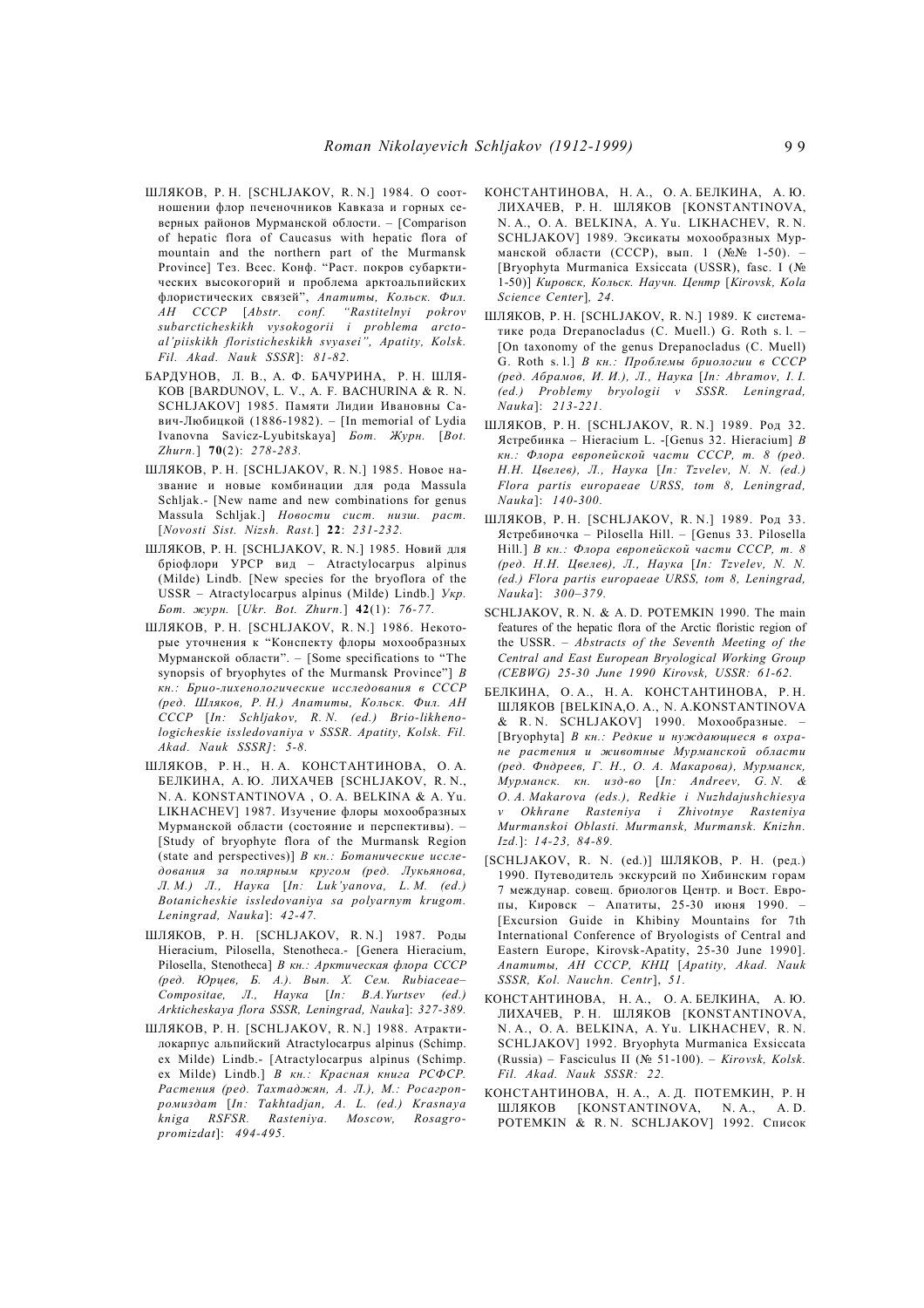ШЛЯКОВ, Р. Н. [SCHLJAKOV, R. N.] 1984. О соотношении флор печеночников Кавказа и горных северных районов Мурманской области. – [Comparison of hepatic flora of Caucasus with hepatic flora of mountain and the northern part of the Murmansk Province] Тез. Всес. Конф. "Раст. покров субарктических высокогорий и проблема арктоальпийских флористических связей", *Апатиты, Кольск. Фил. АН СССР* [*Abstr. conf. "Rastitelnyi pokrov subarcticheskikh vysokogorii i problema arctoal'piiskikh floristicheskikh svyasei", Apatity, Kolsk. Fil. Akad. Nauk SSSR*]: *81-82.*

БАРДУНОВ, Л. В., А. Ф. БАЧУРИНА, Р. Н. ШЛЯКОВ [BARDUNOV, L. V., A. F. BACHURINA & R. N. SCHLJAKOV] 1985. Памяти Лидии Ивановны Савич-Любицкой (1886-1982). – [In memorial of Lydia Ivanovna Savicz-Lyubitskaya] *Бот. Журн.* [*Bot. Zhurn.*] **70**(2): *278-283.*

ШЛЯКОВ, Р. Н. [SCHLJAKOV, R. N.] 1985. Новое название и новые комбинации для рода Massula Schljak.- [New name and new combinations for genus Massula Schljak.] *Новости сист. низш. раст.* [*Novosti Sist. Nizsh. Rast.*] **22**: *231-232.*

ШЛЯКОВ, Р. Н. [SCHLJAKOV, R. N.] 1985. Новий для бріофлори УРСР вид – Atractylocarpus alpinus (Milde) Lindb. [New species for the bryoflora of the USSR – Atractylocarpus alpinus (Milde) Lindb.] *Укр. Бот. журн.* [*Ukr. Bot. Zhurn.*] **42**(1): *76-77.*

ШЛЯКОВ, Р. Н. [SCHLJAKOV, R. N.] 1986. Некоторые уточнения к "Конспекту флоры мохообразных Мурманской области". – [Some specifications to "The synopsis of bryophytes of the Murmansk Province"] *В кн.: Брио-лихенологические исследования в СССР (ред. Шляков, Р. Н.) Апатиты, Кольск. Фил. АН СССР* [*In: Schljakov, R. N. (ed.) Brio-likhenologicheskie issledovaniya v SSSR. Apatity, Kolsk. Fil. Akad. Nauk SSSR]*: *5-8.*

ШЛЯКОВ, Р. Н., Н. А. КОНСТАНТИНОВА, О. А. БЕЛКИНА, А. Ю. ЛИХАЧЕВ [SCHLJAKOV, R. N., N. A. KONSTANTINOVA , O. A. BELKINA & A. Yu. LIKHACHEV] 1987. Изучение флоры мохообразных Мурманской области (состояние и перспективы). – [Study of bryophyte flora of the Murmansk Region (state and perspectives)] *В кн.: Ботанические исследования за полярным кругом (ред. Лукьянова, Л. М.) Л., Наука* [*In: Luk'yanova, L. M. (ed.) Botanicheskie issledovaniya sa polyarnym krugom. Leningrad, Nauka*]: *42-47.*

ШЛЯКОВ, Р. Н. [SCHLJAKOV, R. N.] 1987. Роды Hieracium, Pilosella, Stenotheca.- [Genera Hieracium, Pilosella, Stenotheca] *В кн.: Арктическая флора СССР (ред. Юрцев, Б. А.). Вып. X. Сем. Rubiaceae–Compositae, Л., Наука* [*In: B.A.Yurtsev (ed.) Arkticheskaya flora SSSR, Leningrad, Nauka*]: *327-389.*

ШЛЯКОВ, Р. Н. [SCHLJAKOV, R. N.] 1988. Атрактилокарпус альпийский Atractylocarpus alpinus (Schimp. ex Milde) Lindb.- [Atractylocarpus alpinus (Schimp. ex Milde) Lindb.] *В кн.: Красная книга РСФСР. Растения (ред. Тахтаджян, А. Л.), М.: Росагропромиздат* [*In: Takhtadjan, A. L. (ed.) Krasnaya kniga RSFSR. Rasteniya. Moscow, Rosagropromizdat*]: *494-495.*

КОНСТАНТИНОВА, Н. А., О. А. БЕЛКИНА, А. Ю. ЛИХАЧЕВ, Р. Н. ШЛЯКОВ [KONSTANTINOVA, N. A., O. A. BELKINA, A. Yu. LIKHACHEV, R. N. SCHLJAKOV] 1989. Эксикаты мохообразных Мурманской области (СССР), вып. 1 (№№ 1-50). – [Bryophyta Murmanica Exsiccata (USSR), fasc. I (№ 1-50)] *Кировск, Кольск. Научн. Центр* [*Kirovsk, Kola Science Center*]*, 24.*

ШЛЯКОВ, Р. Н. [SCHLJAKOV, R. N.] 1989. К систематике рода Drepanocladus (C. Muell.) G. Roth s. l. – [On taxonomy of the genus Drepanocladus (C. Muell) G. Roth s. l.] *В кн.: Проблемы бриологии в СССР (ред. Абрамов, И. И.), Л., Наука* [*In: Abramov, I. I. (ed.) Problemy bryologii v SSSR. Leningrad, Nauka*]: *213-221.*

ШЛЯКОВ, Р. Н. [SCHLJAKOV, R. N.] 1989. Род 32. Ястребинка – Hieracium L. -[Genus 32. Hieracium] *В кн.: Флора европейской части СССР, т. 8 (ред. Н.Н. Цвелев), Л., Наука* [*In: Tzvelev, N. N. (ed.) Flora partis europaeae URSS, tom 8, Leningrad, Nauka*]: *140-300.*

ШЛЯКОВ, Р. Н. [SCHLJAKOV, R. N.] 1989. Род 33. Ястребиночка – Pilosella Hill. – [Genus 33. Pilosella Hill.] *В кн.: Флора европейской части СССР, т. 8 (ред. Н.Н. Цвелев), Л., Наука* [*In: Tzvelev, N. N. (ed.) Flora partis europaeae URSS, tom 8, Leningrad, Nauka*]: *300–379.*

SCHLJAKOV, R. N. & A. D. POTEMKIN 1990. The main features of the hepatic flora of the Arctic floristic region of the USSR. – *Abstracts of the Seventh Meeting of the Central and East European Bryological Working Group (CEBWG) 25-30 June 1990 Kirovsk, USSR: 61-62.*

БЕЛКИНА, О. А., Н. А. КОНСТАНТИНОВА, Р. Н. ШЛЯКОВ [BELKINA,O. A., N. A.KONSTANTINOVA & R. N. SCHLJAKOV] 1990. Мохообразные. – [Bryophyta] *В кн.: Редкие и нуждающиеся в охране растения и животные Мурманской области (ред. Фндреев, Г. Н., О. А. Макарова), Мурманск, Мурманск. кн. изд-во* [*In: Andreev, G. N. & O. A. Makarova (eds.), Redkie i Nuzhdajushchiesya v Okhrane Rasteniya i Zhivotnye Rasteniya Murmanskoi Oblasti. Murmansk, Murmansk. Knizhn. Izd.*]: *14-23, 84-89.*

[SCHLJAKOV, R. N. (ed.)] ШЛЯКОВ, Р. Н. (ред.) 1990. Путеводитель экскурсий по Хибинским горам 7 междунар. совещ. бриологов Центр. и Вост. Европы, Кировск – Апатиты, 25-30 июня 1990. – [Excursion Guide in Khibiny Mountains for 7th International Conference of Bryologists of Central and Eastern Europe, Kirovsk-Apatity, 25-30 June 1990]. *Апатиты, АН СССР, КНЦ* [*Apatity, Akad. Nauk SSSR, Kol. Nauchn. Centr*], *51.*

КОНСТАНТИНОВА, Н. А., О. А. БЕЛКИНА, А. Ю. ЛИХАЧЕВ, Р. Н. ШЛЯКОВ [KONSTANTINOVA, N. A., O. A. BELKINA, A. Yu. LIKHACHEV, R. N. SCHLJAKOV] 1992. Bryophyta Murmanica Exsiccata (Russia) – Fasciculus II (№ 51-100). – *Kirovsk, Kolsk. Fil. Akad. Nauk SSSR: 22.*

КОНСТАНТИНОВА, Н. А., А. Д. ПОТЕМКИН, Р. Н ШЛЯКОВ [KONSTANTINOVA, N. A., A. D. POTEMKIN & R. N. SCHLJAKOV] 1992. Список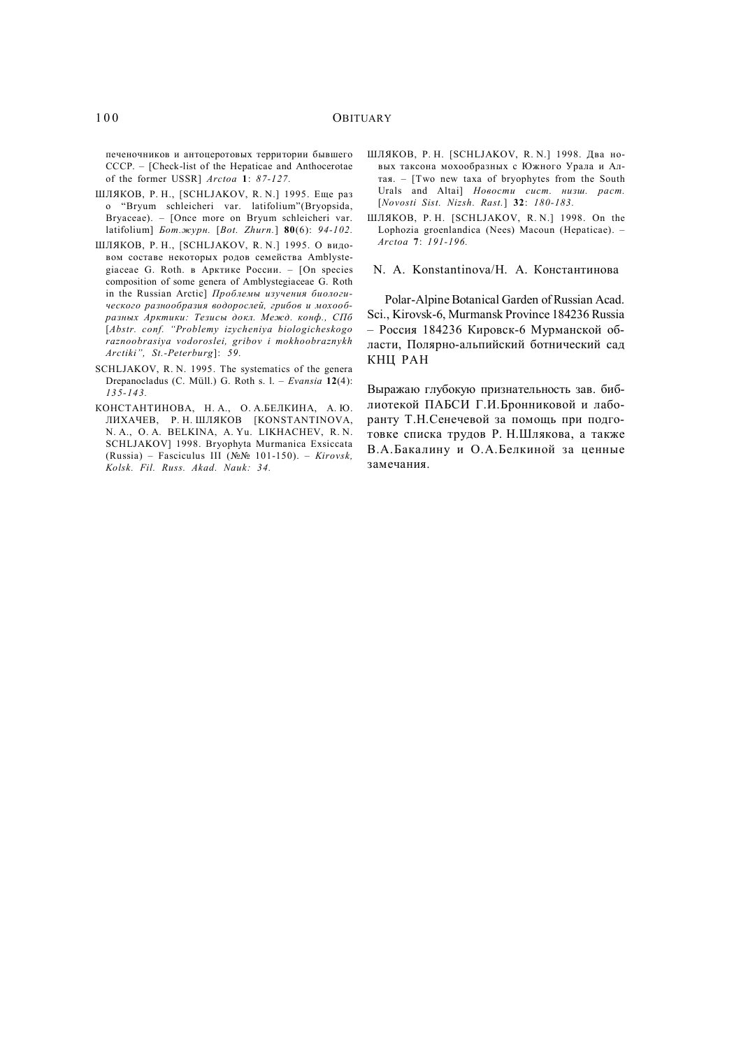печеночников и антоцеротовых территории бывшего СССР. – [Check-list of the Hepaticae and Anthocerotae of the former USSR] *Arctoa* **1**: *87-127.*

ШЛЯКОВ, Р. Н., [SCHLJAKOV, R. N.] 1995. Еще раз о "Bryum schleicheri var. latifolium"(Bryopsida, Bryaceae). – [Once more on Bryum schleicheri var. latifolium] *Бот.журн.* [*Bot. Zhurn.*] **80**(6): *94-102.*

ШЛЯКОВ, Р. Н., [SCHLJAKOV, R. N.] 1995. О видовом составе некоторых родов семейства Amblystegiaceae G. Roth. в Арктике России. – [On species composition of some genera of Amblystegiaceae G. Roth in the Russian Arctic] *Проблемы изучения биологического разнообразия водорослей, грибов и мохообразных Арктики: Тезисы докл. Межд. конф., СПб* [*Abstr. conf. "Problemy izycheniya biologicheskogo raznoobrasiya vodoroslei, gribov i mokhoobraznykh Arctiki", St.-Peterburg*]: *59.*

SCHLJAKOV, R. N. 1995. The systematics of the genera Drepanocladus (C. Müll.) G. Roth s. l. – *Evansia* **12**(4): *135-143.*

КОНСТАНТИНОВА, Н. А., О. А.БЕЛКИНА, А. Ю. ЛИХАЧЕВ, Р. Н. ШЛЯКОВ [KONSTANTINOVA, N. A., O. A. BELKINA, A. Yu. LIKHACHEV, R. N. SCHLJAKOV] 1998. Bryophyta Murmanica Exsiccata (Russia) – Fasciculus III (№№ 101-150). – *Kirovsk, Kolsk. Fil. Russ. Akad. Nauk: 34.*

ШЛЯКОВ, Р. Н. [SCHLJAKOV, R. N.] 1998. Два новых таксона мохообразных с Южного Урала и Алтая. – [Two new taxa of bryophytes from the South Urals and Altai] *Новости сист. низш. раст.* [*Novosti Sist. Nizsh. Rast.*] **32**: *180-183.*

ШЛЯКОВ, Р. Н. [SCHLJAKOV, R. N.] 1998. On the Lophozia groenlandica (Nees) Macoun (Hepaticae). – *Arctoa* **7**: *191-196.*

N. A. Konstantinova/Н. А. Константинова

Polar-Alpine Botanical Garden of Russian Acad. Sci., Kirovsk-6, Murmansk Province 184236 Russia – Россия 184236 Кировск-6 Мурманской области, Полярно-альпийский ботнический сад КНЦ РАН

Выражаю глубокую признательность зав. библиотекой ПАБСИ Г.И.Бронниковой и лаборанту Т.Н.Сенечевой за помощь при подготовке списка трудов Р. Н.Шлякова, а также В.А.Бакалину и О.А.Белкиной за ценные замечания.